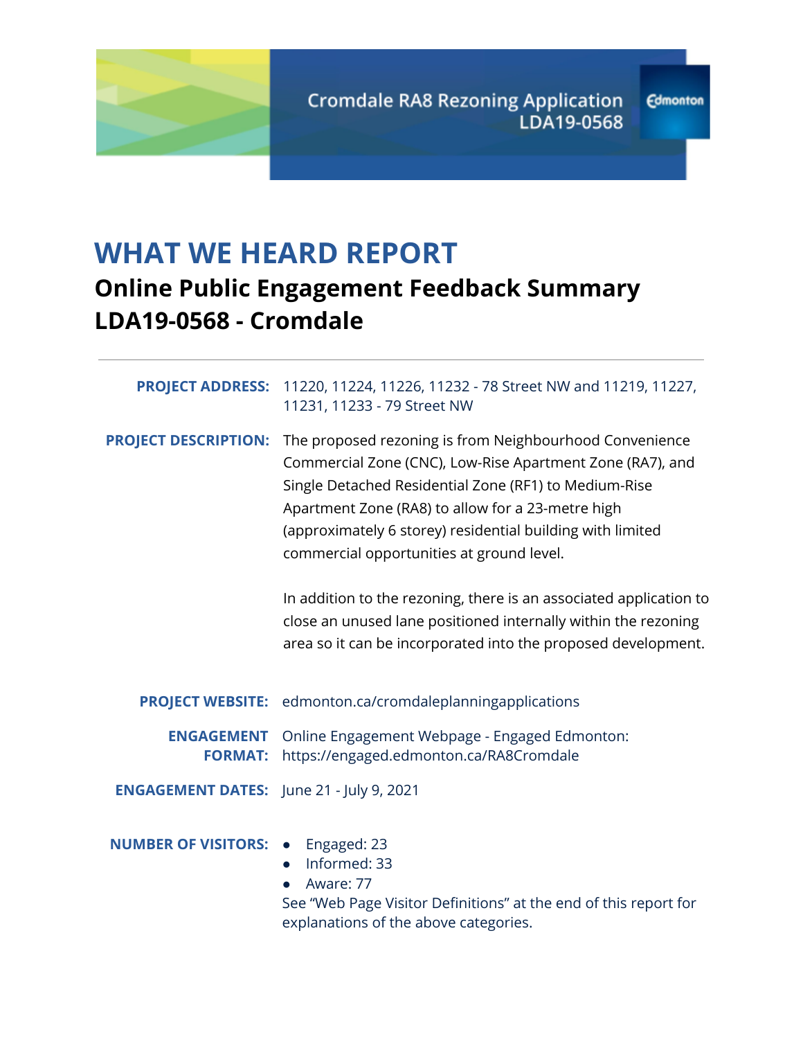Cromdale RA8 Rezoning Application
LDA19-0568

# WHAT WE HEARD REPORT

## Online Public Engagement Feedback Summary
## LDA19-0568 - Cromdale

---

**PROJECT ADDRESS:** 11220, 11224, 11226, 11232 - 78 Street NW and 11219, 11227, 11231, 11233 - 79 Street NW

**PROJECT DESCRIPTION:** The proposed rezoning is from Neighbourhood Convenience Commercial Zone (CNC), Low-Rise Apartment Zone (RA7), and Single Detached Residential Zone (RF1) to Medium-Rise Apartment Zone (RA8) to allow for a 23-metre high (approximately 6 storey) residential building with limited commercial opportunities at ground level.

In addition to the rezoning, there is an associated application to close an unused lane positioned internally within the rezoning area so it can be incorporated into the proposed development.

**PROJECT WEBSITE:** edmonton.ca/cromdaleplanningapplications

**ENGAGEMENT FORMAT:** Online Engagement Webpage - Engaged Edmonton: https://engaged.edmonton.ca/RA8Cromdale

**ENGAGEMENT DATES:** June 21 - July 9, 2021

**NUMBER OF VISITORS:**

- Engaged: 23
- Informed: 33
- Aware: 77

See "Web Page Visitor Definitions" at the end of this report for explanations of the above categories.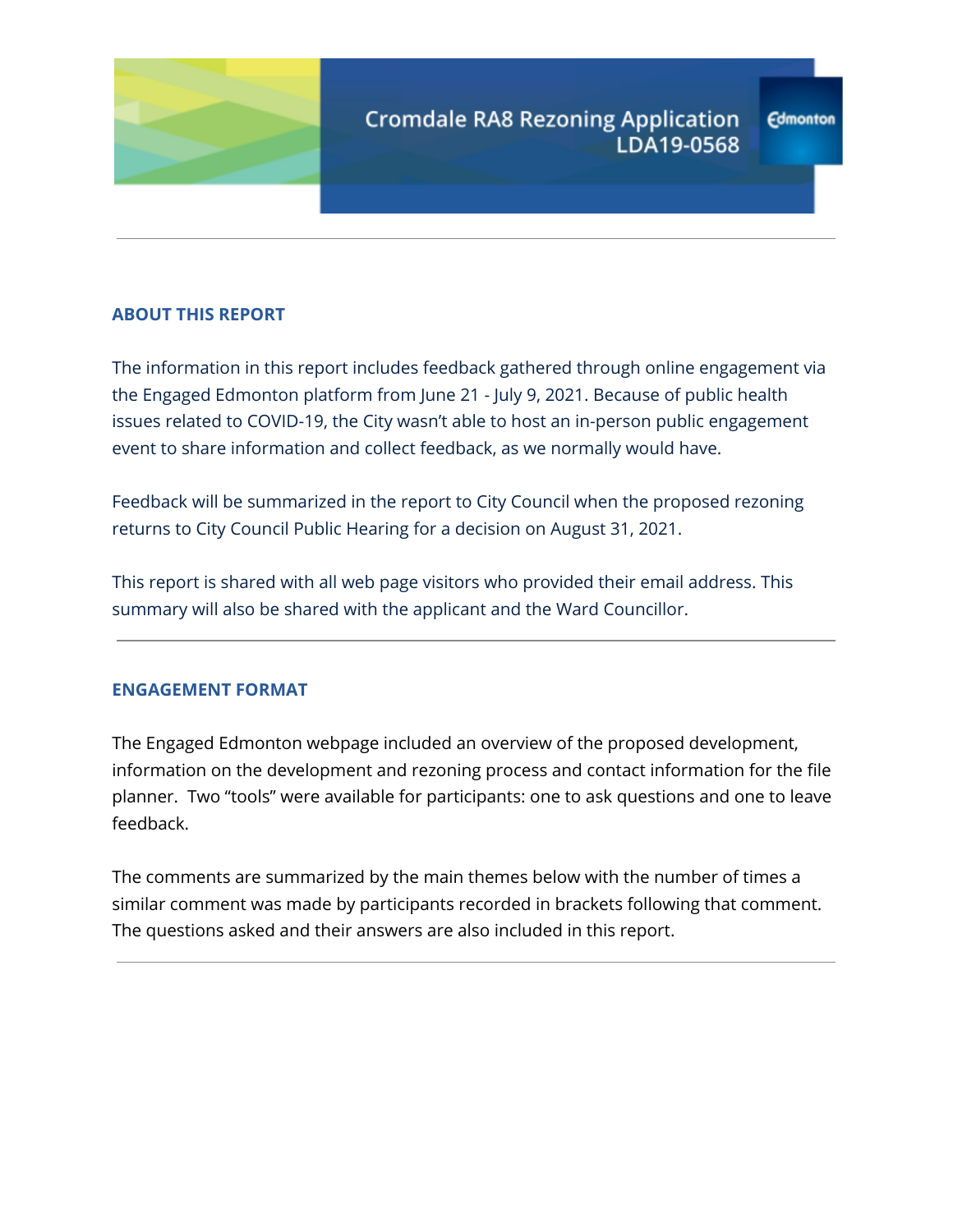# Cromdale RA8 Rezoning Application LDA19-0568

## ABOUT THIS REPORT

The information in this report includes feedback gathered through online engagement via the Engaged Edmonton platform from June 21 - July 9, 2021. Because of public health issues related to COVID-19, the City wasn't able to host an in-person public engagement event to share information and collect feedback, as we normally would have.

Feedback will be summarized in the report to City Council when the proposed rezoning returns to City Council Public Hearing for a decision on August 31, 2021.

This report is shared with all web page visitors who provided their email address. This summary will also be shared with the applicant and the Ward Councillor.

## ENGAGEMENT FORMAT

The Engaged Edmonton webpage included an overview of the proposed development, information on the development and rezoning process and contact information for the file planner. Two "tools" were available for participants: one to ask questions and one to leave feedback.

The comments are summarized by the main themes below with the number of times a similar comment was made by participants recorded in brackets following that comment. The questions asked and their answers are also included in this report.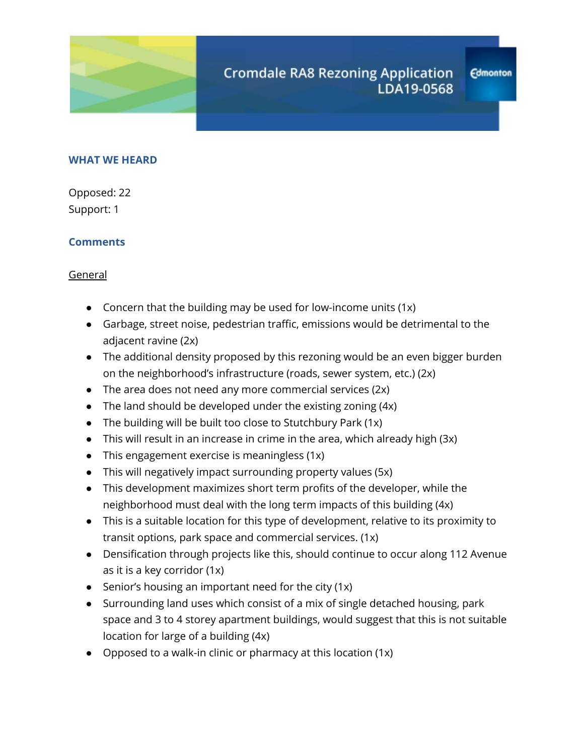# Cromdale RA8 Rezoning Application
## LDA19-0568

### WHAT WE HEARD

Opposed: 22
Support: 1

### Comments

General

- Concern that the building may be used for low-income units (1x)
- Garbage, street noise, pedestrian traffic, emissions would be detrimental to the adjacent ravine (2x)
- The additional density proposed by this rezoning would be an even bigger burden on the neighborhood's infrastructure (roads, sewer system, etc.) (2x)
- The area does not need any more commercial services (2x)
- The land should be developed under the existing zoning (4x)
- The building will be built too close to Stutchbury Park (1x)
- This will result in an increase in crime in the area, which already high (3x)
- This engagement exercise is meaningless (1x)
- This will negatively impact surrounding property values (5x)
- This development maximizes short term profits of the developer, while the neighborhood must deal with the long term impacts of this building (4x)
- This is a suitable location for this type of development, relative to its proximity to transit options, park space and commercial services. (1x)
- Densification through projects like this, should continue to occur along 112 Avenue as it is a key corridor (1x)
- Senior's housing an important need for the city (1x)
- Surrounding land uses which consist of a mix of single detached housing, park space and 3 to 4 storey apartment buildings, would suggest that this is not suitable location for large of a building (4x)
- Opposed to a walk-in clinic or pharmacy at this location (1x)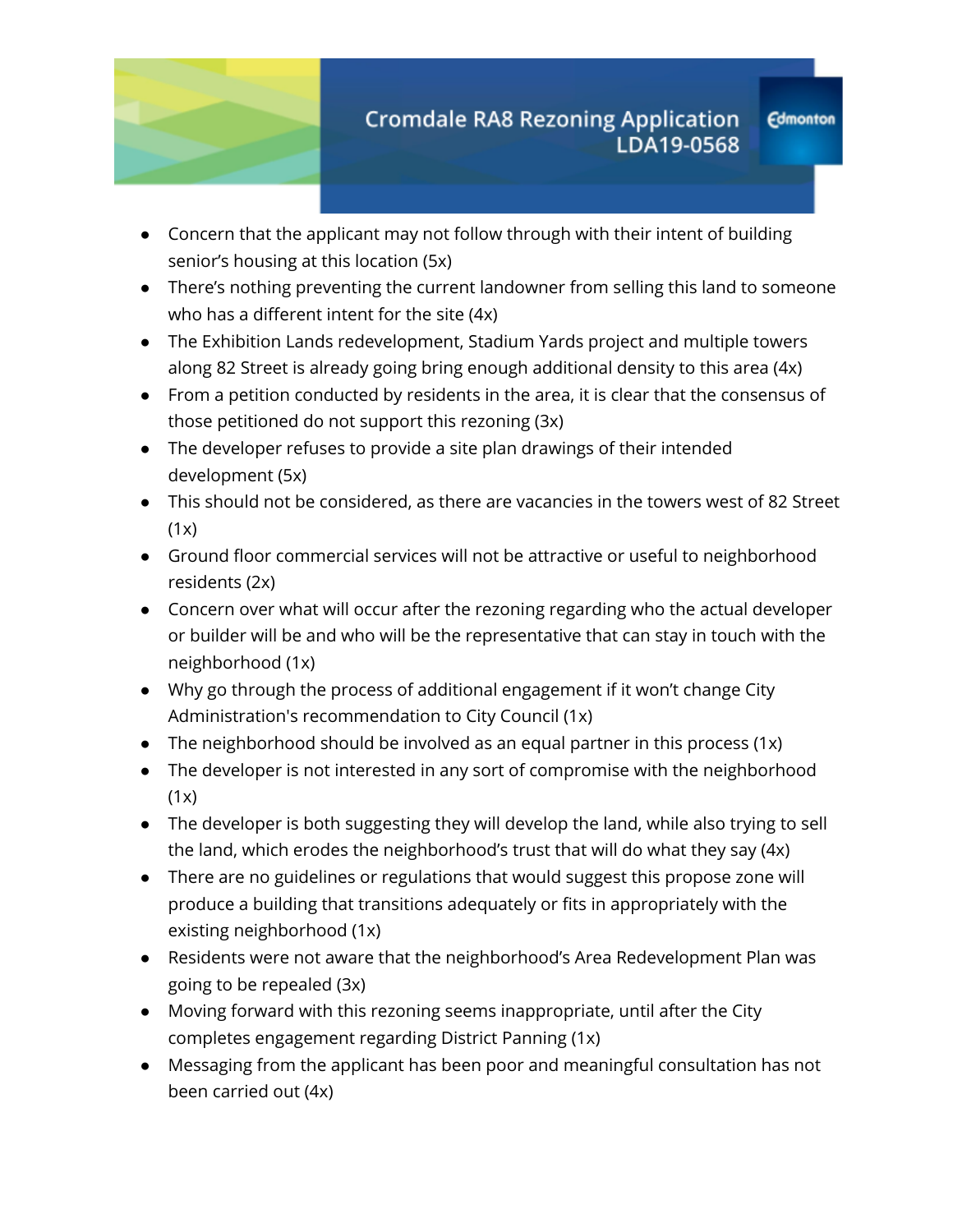- Concern that the applicant may not follow through with their intent of building senior's housing at this location (5x)
- There's nothing preventing the current landowner from selling this land to someone who has a different intent for the site (4x)
- The Exhibition Lands redevelopment, Stadium Yards project and multiple towers along 82 Street is already going bring enough additional density to this area (4x)
- From a petition conducted by residents in the area, it is clear that the consensus of those petitioned do not support this rezoning (3x)
- The developer refuses to provide a site plan drawings of their intended development (5x)
- This should not be considered, as there are vacancies in the towers west of 82 Street (1x)
- Ground floor commercial services will not be attractive or useful to neighborhood residents (2x)
- Concern over what will occur after the rezoning regarding who the actual developer or builder will be and who will be the representative that can stay in touch with the neighborhood (1x)
- Why go through the process of additional engagement if it won't change City Administration's recommendation to City Council (1x)
- The neighborhood should be involved as an equal partner in this process (1x)
- The developer is not interested in any sort of compromise with the neighborhood (1x)
- The developer is both suggesting they will develop the land, while also trying to sell the land, which erodes the neighborhood's trust that will do what they say (4x)
- There are no guidelines or regulations that would suggest this propose zone will produce a building that transitions adequately or fits in appropriately with the existing neighborhood (1x)
- Residents were not aware that the neighborhood's Area Redevelopment Plan was going to be repealed (3x)
- Moving forward with this rezoning seems inappropriate, until after the City completes engagement regarding District Panning (1x)
- Messaging from the applicant has been poor and meaningful consultation has not been carried out (4x)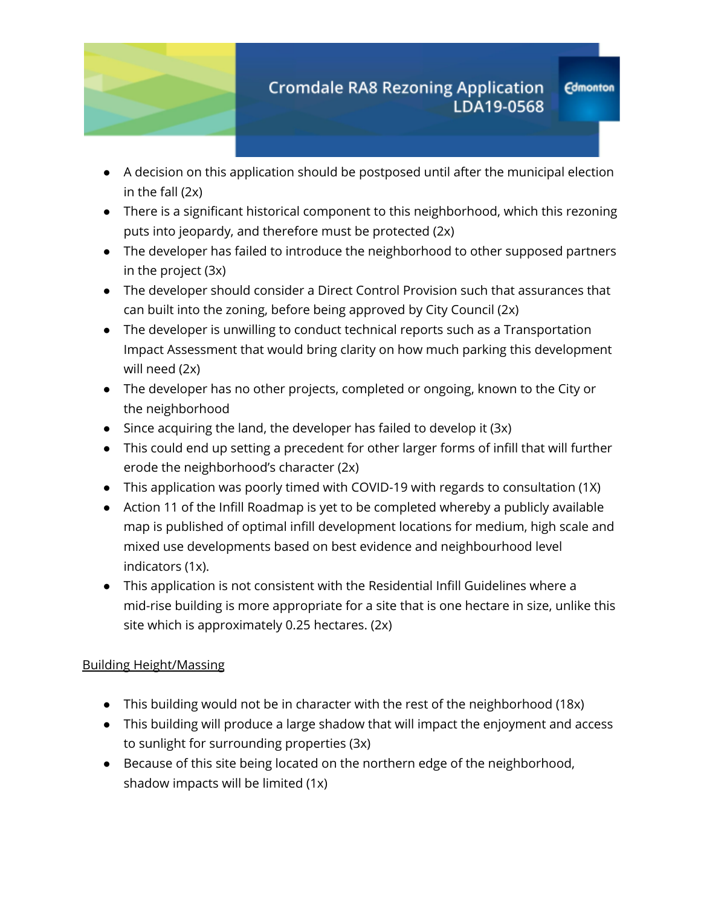- A decision on this application should be postposed until after the municipal election in the fall (2x)
- There is a significant historical component to this neighborhood, which this rezoning puts into jeopardy, and therefore must be protected (2x)
- The developer has failed to introduce the neighborhood to other supposed partners in the project (3x)
- The developer should consider a Direct Control Provision such that assurances that can built into the zoning, before being approved by City Council (2x)
- The developer is unwilling to conduct technical reports such as a Transportation Impact Assessment that would bring clarity on how much parking this development will need (2x)
- The developer has no other projects, completed or ongoing, known to the City or the neighborhood
- Since acquiring the land, the developer has failed to develop it (3x)
- This could end up setting a precedent for other larger forms of infill that will further erode the neighborhood's character (2x)
- This application was poorly timed with COVID-19 with regards to consultation (1X)
- Action 11 of the Infill Roadmap is yet to be completed whereby a publicly available map is published of optimal infill development locations for medium, high scale and mixed use developments based on best evidence and neighbourhood level indicators (1x).
- This application is not consistent with the Residential Infill Guidelines where a mid-rise building is more appropriate for a site that is one hectare in size, unlike this site which is approximately 0.25 hectares. (2x)

<u>Building Height/Massing</u>

- This building would not be in character with the rest of the neighborhood (18x)
- This building will produce a large shadow that will impact the enjoyment and access to sunlight for surrounding properties (3x)
- Because of this site being located on the northern edge of the neighborhood, shadow impacts will be limited (1x)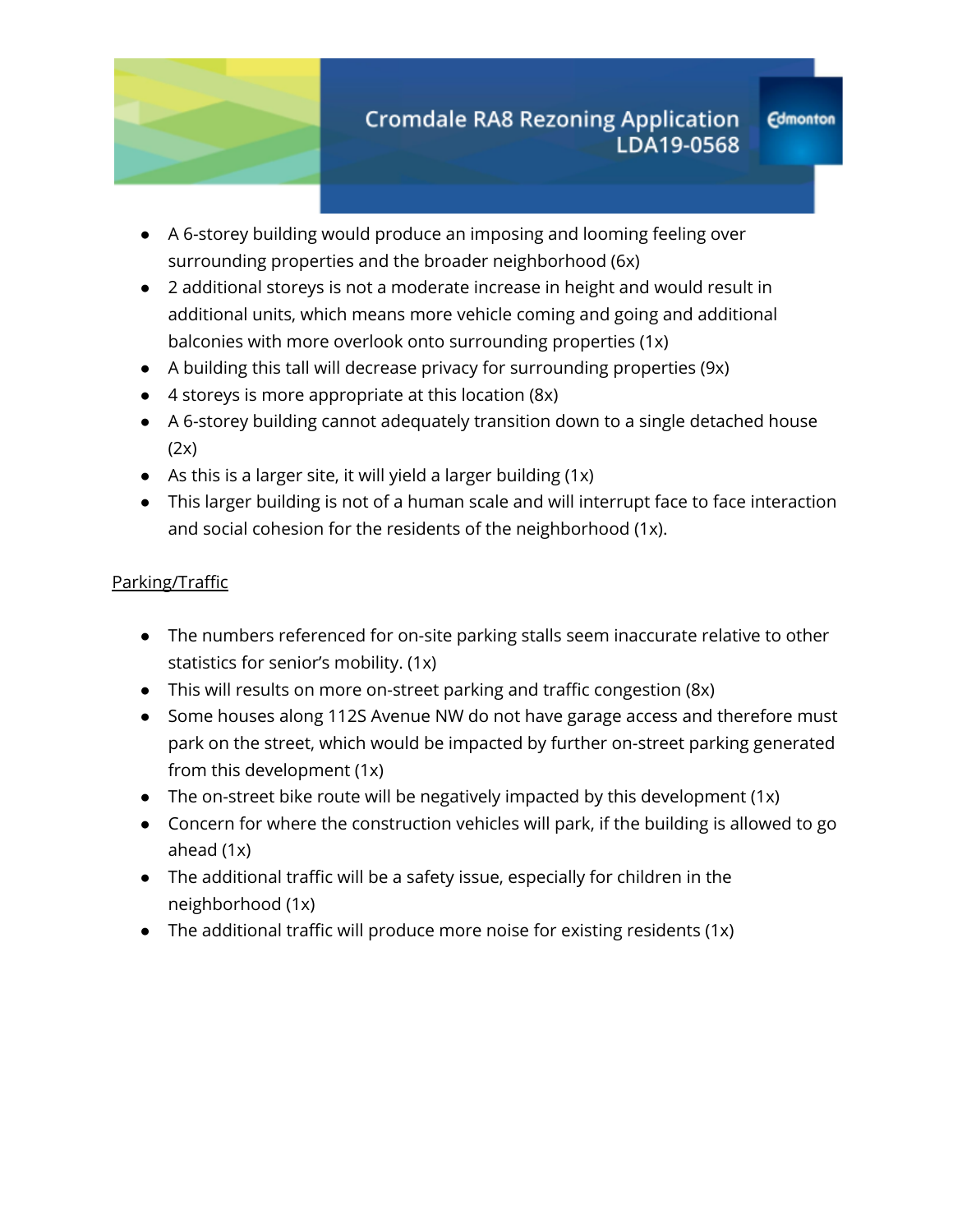- A 6-storey building would produce an imposing and looming feeling over surrounding properties and the broader neighborhood (6x)
- 2 additional storeys is not a moderate increase in height and would result in additional units, which means more vehicle coming and going and additional balconies with more overlook onto surrounding properties (1x)
- A building this tall will decrease privacy for surrounding properties (9x)
- 4 storeys is more appropriate at this location (8x)
- A 6-storey building cannot adequately transition down to a single detached house (2x)
- As this is a larger site, it will yield a larger building (1x)
- This larger building is not of a human scale and will interrupt face to face interaction and social cohesion for the residents of the neighborhood (1x).

<u>Parking/Traffic</u>

- The numbers referenced for on-site parking stalls seem inaccurate relative to other statistics for senior's mobility. (1x)
- This will results on more on-street parking and traffic congestion (8x)
- Some houses along 112S Avenue NW do not have garage access and therefore must park on the street, which would be impacted by further on-street parking generated from this development (1x)
- The on-street bike route will be negatively impacted by this development (1x)
- Concern for where the construction vehicles will park, if the building is allowed to go ahead (1x)
- The additional traffic will be a safety issue, especially for children in the neighborhood (1x)
- The additional traffic will produce more noise for existing residents (1x)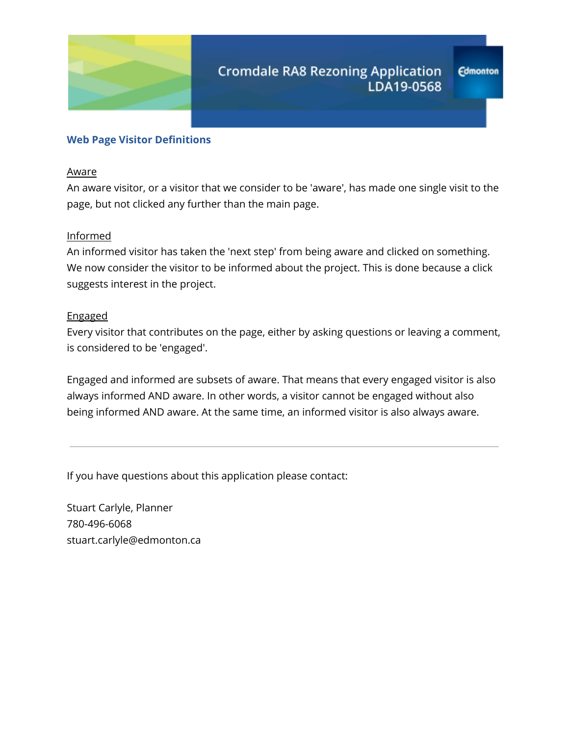Cromdale RA8 Rezoning Application
LDA19-0568

## Web Page Visitor Definitions

Aware

An aware visitor, or a visitor that we consider to be 'aware', has made one single visit to the page, but not clicked any further than the main page.

Informed

An informed visitor has taken the 'next step' from being aware and clicked on something. We now consider the visitor to be informed about the project. This is done because a click suggests interest in the project.

Engaged

Every visitor that contributes on the page, either by asking questions or leaving a comment, is considered to be 'engaged'.

Engaged and informed are subsets of aware. That means that every engaged visitor is also always informed AND aware. In other words, a visitor cannot be engaged without also being informed AND aware. At the same time, an informed visitor is also always aware.

---

If you have questions about this application please contact:

Stuart Carlyle, Planner
780-496-6068
stuart.carlyle@edmonton.ca